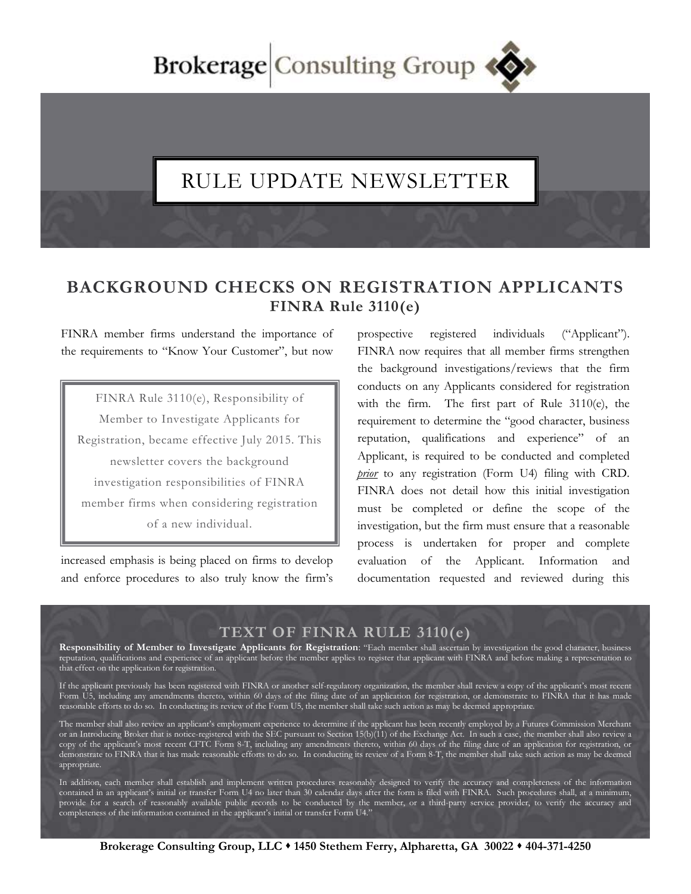# Brokerage | Consulting Group

# RULE UPDATE NEWSLETTER

## BACKGROUND CHECKS ON REGISTRATION APPLICANTS

### FINRA Rule 3110(e)

> FINRA Rule 3110(e), Responsibility of Member to Investigate Applicants for Registration, became effective July 2015. This newsletter covers the background investigation responsibilities of FINRA member firms when considering registration of a new individual.

FINRA member firms understand the importance of the requirements to "Know Your Customer", but now increased emphasis is being placed on firms to develop and enforce procedures to also truly know the firm's prospective registered individuals ("Applicant"). FINRA now requires that all member firms strengthen the background investigations/reviews that the firm conducts on any Applicants considered for registration with the firm. The first part of Rule 3110(e), the requirement to determine the "good character, business reputation, qualifications and experience" of an Applicant, is required to be conducted and completed ***prior*** to any registration (Form U4) filing with CRD. FINRA does not detail how this initial investigation must be completed or define the scope of the investigation, but the firm must ensure that a reasonable process is undertaken for proper and complete evaluation of the Applicant. Information and documentation requested and reviewed during this

## TEXT OF FINRA RULE 3110(e)

**Responsibility of Member to Investigate Applicants for Registration**: "Each member shall ascertain by investigation the good character, business reputation, qualifications and experience of an applicant before the member applies to register that applicant with FINRA and before making a representation to that effect on the application for registration.

If the applicant previously has been registered with FINRA or another self-regulatory organization, the member shall review a copy of the applicant's most recent Form U5, including any amendments thereto, within 60 days of the filing date of an application for registration, or demonstrate to FINRA that it has made reasonable efforts to do so. In conducting its review of the Form U5, the member shall take such action as may be deemed appropriate.

The member shall also review an applicant's employment experience to determine if the applicant has been recently employed by a Futures Commission Merchant or an Introducing Broker that is notice-registered with the SEC pursuant to Section 15(b)(11) of the Exchange Act. In such a case, the member shall also review a copy of the applicant's most recent CFTC Form 8-T, including any amendments thereto, within 60 days of the filing date of an application for registration, or demonstrate to FINRA that it has made reasonable efforts to do so. In conducting its review of a Form 8-T, the member shall take such action as may be deemed appropriate.

In addition, each member shall establish and implement written procedures reasonably designed to verify the accuracy and completeness of the information contained in an applicant's initial or transfer Form U4 no later than 30 calendar days after the form is filed with FINRA. Such procedures shall, at a minimum, provide for a search of reasonably available public records to be conducted by the member, or a third-party service provider, to verify the accuracy and completeness of the information contained in the applicant's initial or transfer Form U4."

**Brokerage Consulting Group, LLC ♦ 1450 Stethem Ferry, Alpharetta, GA 30022 ♦ 404-371-4250**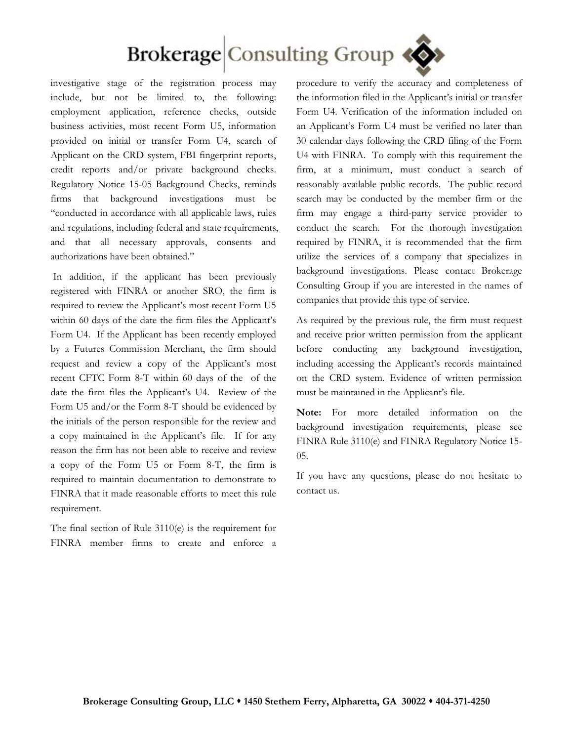investigative stage of the registration process may include, but not be limited to, the following: employment application, reference checks, outside business activities, most recent Form U5, information provided on initial or transfer Form U4, search of Applicant on the CRD system, FBI fingerprint reports, credit reports and/or private background checks. Regulatory Notice 15-05 Background Checks, reminds firms that background investigations must be "conducted in accordance with all applicable laws, rules and regulations, including federal and state requirements, and that all necessary approvals, consents and authorizations have been obtained."

In addition, if the applicant has been previously registered with FINRA or another SRO, the firm is required to review the Applicant's most recent Form U5 within 60 days of the date the firm files the Applicant's Form U4. If the Applicant has been recently employed by a Futures Commission Merchant, the firm should request and review a copy of the Applicant's most recent CFTC Form 8-T within 60 days of the of the date the firm files the Applicant's U4. Review of the Form U5 and/or the Form 8-T should be evidenced by the initials of the person responsible for the review and a copy maintained in the Applicant's file. If for any reason the firm has not been able to receive and review a copy of the Form U5 or Form 8-T, the firm is required to maintain documentation to demonstrate to FINRA that it made reasonable efforts to meet this rule requirement.

The final section of Rule 3110(e) is the requirement for FINRA member firms to create and enforce a procedure to verify the accuracy and completeness of the information filed in the Applicant's initial or transfer Form U4. Verification of the information included on an Applicant's Form U4 must be verified no later than 30 calendar days following the CRD filing of the Form U4 with FINRA. To comply with this requirement the firm, at a minimum, must conduct a search of reasonably available public records. The public record search may be conducted by the member firm or the firm may engage a third-party service provider to conduct the search. For the thorough investigation required by FINRA, it is recommended that the firm utilize the services of a company that specializes in background investigations. Please contact Brokerage Consulting Group if you are interested in the names of companies that provide this type of service.

As required by the previous rule, the firm must request and receive prior written permission from the applicant before conducting any background investigation, including accessing the Applicant's records maintained on the CRD system. Evidence of written permission must be maintained in the Applicant's file.

**Note:** For more detailed information on the background investigation requirements, please see FINRA Rule 3110(e) and FINRA Regulatory Notice 15-05.

If you have any questions, please do not hesitate to contact us.

**Brokerage Consulting Group, LLC ♦ 1450 Stethem Ferry, Alpharetta, GA 30022 ♦ 404-371-4250**